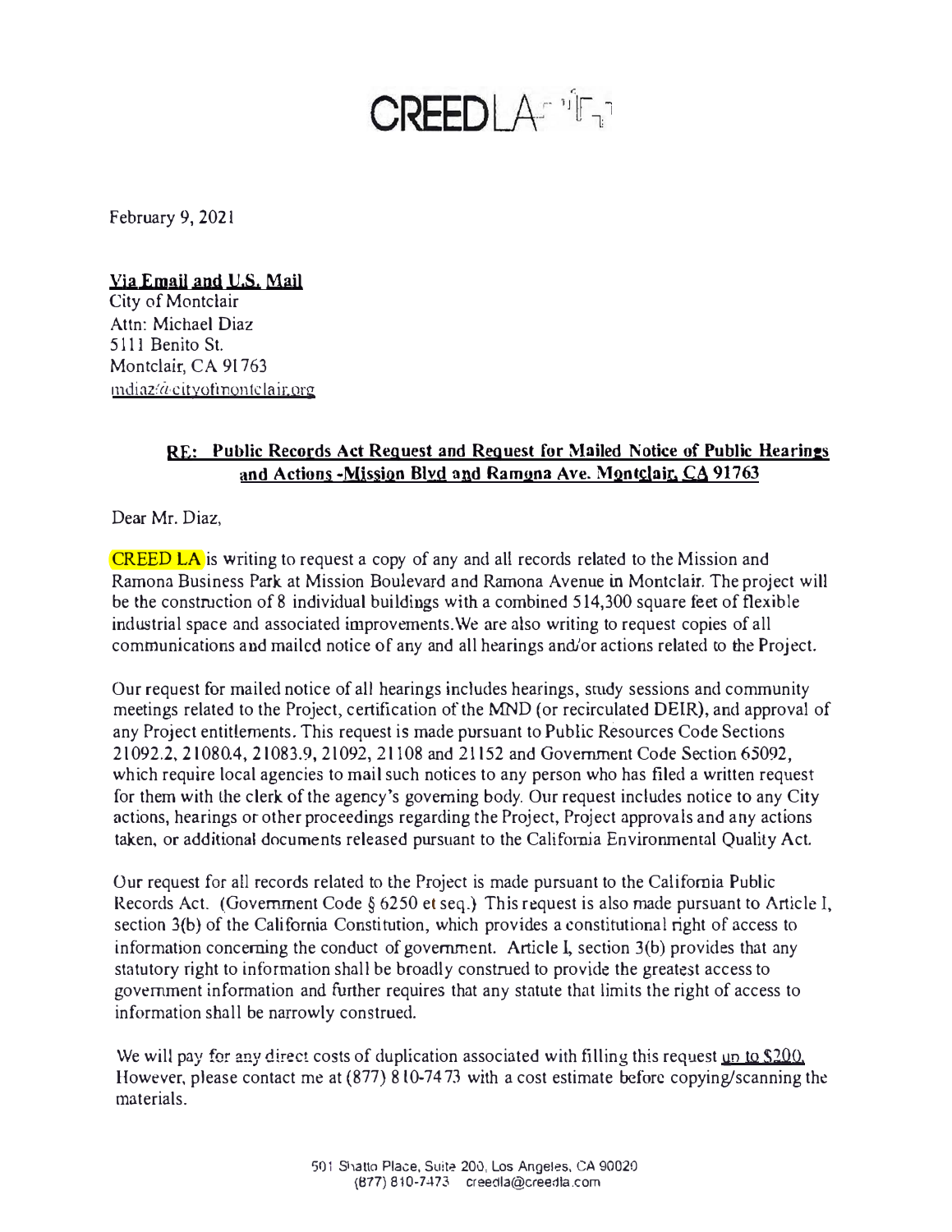# CREED LA

February 9, 2021

**Via Email and U.S. Mail**
City of Montclair
Attn: Michael Diaz
5111 Benito St.
Montclair, CA 91763
mdiaz@cityofmontclair.org

**RE: Public Records Act Request and Request for Mailed Notice of Public Hearings and Actions -Mission Blvd and Ramona Ave. Montclair, CA 91763**

Dear Mr. Diaz,

CREED LA is writing to request a copy of any and all records related to the Mission and Ramona Business Park at Mission Boulevard and Ramona Avenue in Montclair. The project will be the construction of 8 individual buildings with a combined 514,300 square feet of flexible industrial space and associated improvements.We are also writing to request copies of all communications and mailed notice of any and all hearings and/or actions related to the Project.

Our request for mailed notice of all hearings includes hearings, study sessions and community meetings related to the Project, certification of the MND (or recirculated DEIR), and approval of any Project entitlements. This request is made pursuant to Public Resources Code Sections 21092.2, 21080.4, 21083.9, 21092, 21108 and 21152 and Government Code Section 65092, which require local agencies to mail such notices to any person who has filed a written request for them with the clerk of the agency's governing body. Our request includes notice to any City actions, hearings or other proceedings regarding the Project, Project approvals and any actions taken, or additional documents released pursuant to the California Environmental Quality Act.

Our request for all records related to the Project is made pursuant to the California Public Records Act. (Government Code § 6250 et seq.) This request is also made pursuant to Article I, section 3(b) of the California Constitution, which provides a constitutional right of access to information concerning the conduct of government. Article I, section 3(b) provides that any statutory right to information shall be broadly construed to provide the greatest access to government information and further requires that any statute that limits the right of access to information shall be narrowly construed.

We will pay for any direct costs of duplication associated with filling this request up to $200. However, please contact me at (877) 810-7473 with a cost estimate before copying/scanning the materials.

501 Shatto Place, Suite 200, Los Angeles, CA 90020
(877) 810-7473 creedla@creedla.com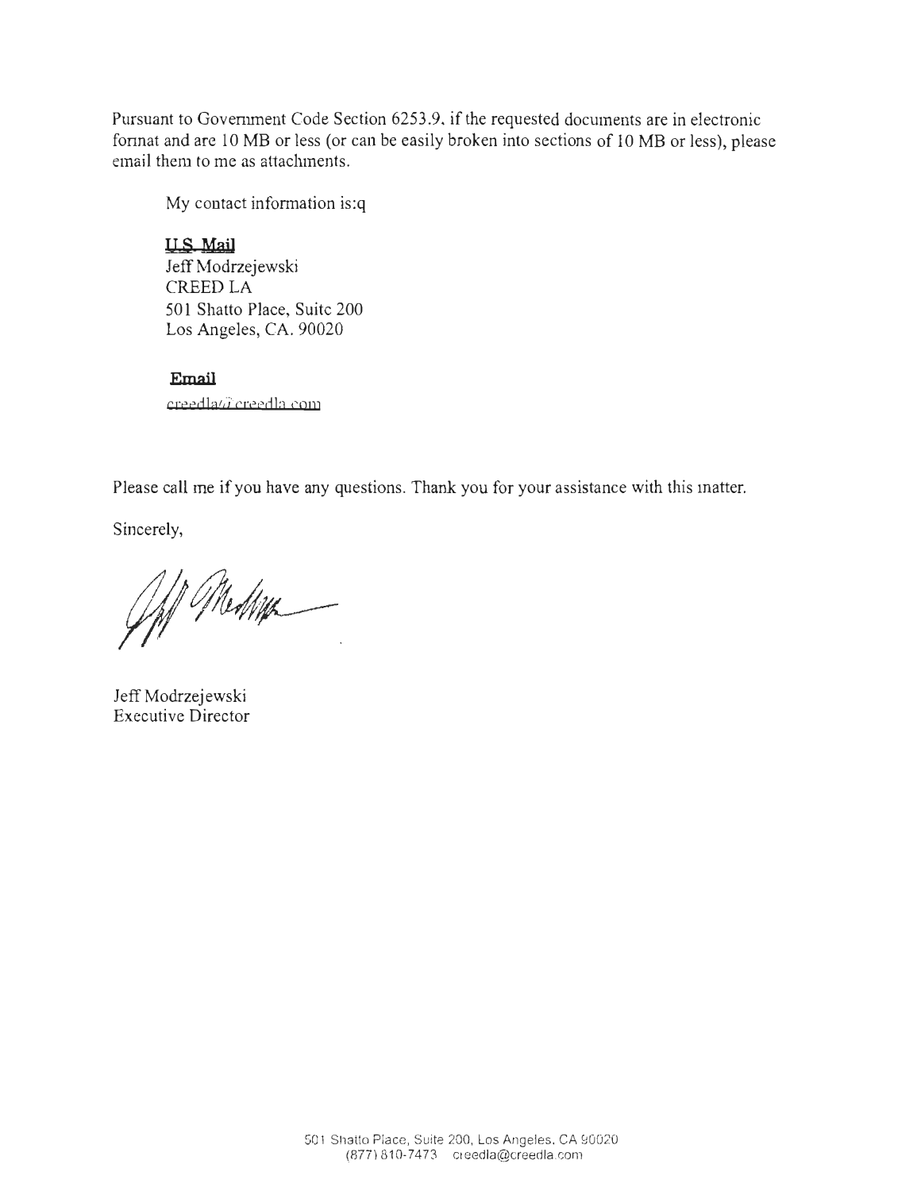Pursuant to Government Code Section 6253.9, if the requested documents are in electronic format and are 10 MB or less (or can be easily broken into sections of 10 MB or less), please email them to me as attachments.

My contact information is:q

**U.S. Mail**
Jeff Modrzejewski
CREED LA
501 Shatto Place, Suite 200
Los Angeles, CA. 90020

**Email**
creedla@creedla.com

Please call me if you have any questions. Thank you for your assistance with this matter.

Sincerely,

Jeff Modrzejewski
Executive Director

501 Shatto Place, Suite 200, Los Angeles, CA 90020
(877) 810-7473 creedla@creedla.com